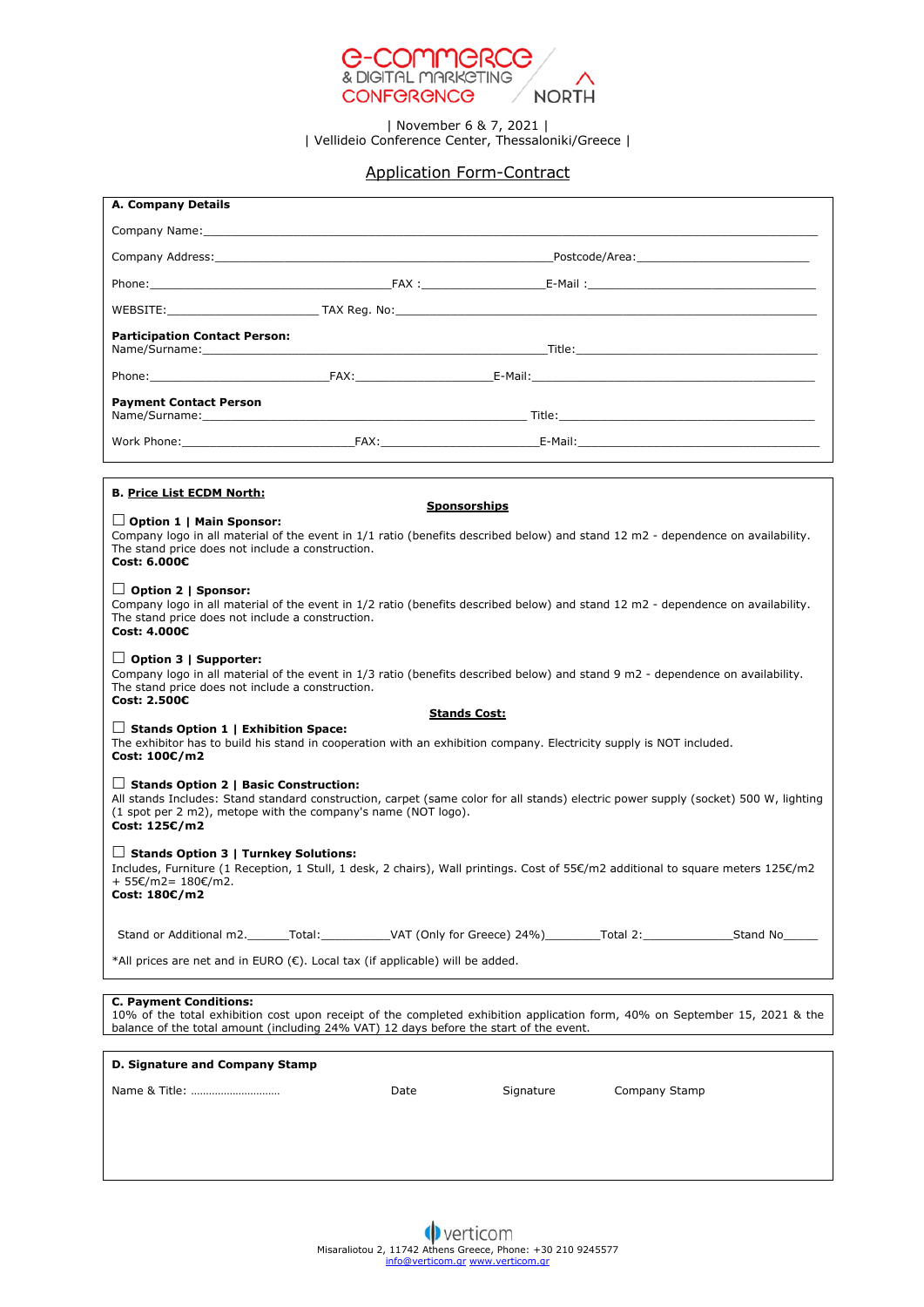E-COMMERCE & DIGITAL MARKETING CONFERENCE NORTH

| November 6 & 7, 2021 |
| Vellideio Conference Center, Thessaloniki/Greece |

# Application Form-Contract

## A. Company Details

Company Name:______________________________________________________________________________

Company Address:_______________________________________________Postcode/Area:________________________

Phone:__________________________________FAX :_________________E-Mail :______________________________

WEBSITE:_____________________ TAX Reg. No:_______________________________________________________

**Participation Contact Person:**
Name/Surname:_________________________________________________Title:_______________________________

Phone:_________________________FAX:____________________E-Mail:_____________________________________

**Payment Contact Person**
Name/Surname:_______________________________________________ Title:________________________________

Work Phone:_________________________FAX:______________________E-Mail:______________________________

## B. Price List ECDM North:

### Sponsorships

☐ **Option 1 | Main Sponsor:**
Company logo in all material of the event in 1/1 ratio (benefits described below) and stand 12 m2 - dependence on availability. The stand price does not include a construction.
**Cost: 6.000€**

☐ **Option 2 | Sponsor:**
Company logo in all material of the event in 1/2 ratio (benefits described below) and stand 12 m2 - dependence on availability. The stand price does not include a construction.
**Cost: 4.000€**

☐ **Option 3 | Supporter:**
Company logo in all material of the event in 1/3 ratio (benefits described below) and stand 9 m2 - dependence on availability. The stand price does not include a construction.
**Cost: 2.500€**

### Stands Cost:

☐ **Stands Option 1 | Exhibition Space:**
The exhibitor has to build his stand in cooperation with an exhibition company. Electricity supply is NOT included.
**Cost: 100€/m2**

☐ **Stands Option 2 | Basic Construction:**
All stands Includes: Stand standard construction, carpet (same color for all stands) electric power supply (socket) 500 W, lighting (1 spot per 2 m2), metope with the company's name (NOT logo).
**Cost: 125€/m2**

☐ **Stands Option 3 | Turnkey Solutions:**
Includes, Furniture (1 Reception, 1 Stull, 1 desk, 2 chairs), Wall printings. Cost of 55€/m2 additional to square meters 125€/m2 + 55€/m2= 180€/m2.
**Cost: 180€/m2**

Stand or Additional m2.______Total:__________VAT (Only for Greece) 24%)________Total 2:_____________Stand No_____

*All prices are net and in EURO (€). Local tax (if applicable) will be added.

## C. Payment Conditions:

10% of the total exhibition cost upon receipt of the completed exhibition application form, 40% on September 15, 2021 & the balance of the total amount (including 24% VAT) 12 days before the start of the event.

## D. Signature and Company Stamp

Name & Title: ………………………… Date Signature Company Stamp

verticom
Misaraliotou 2, 11742 Athens Greece, Phone: +30 210 9245577
info@verticom.gr www.verticom.gr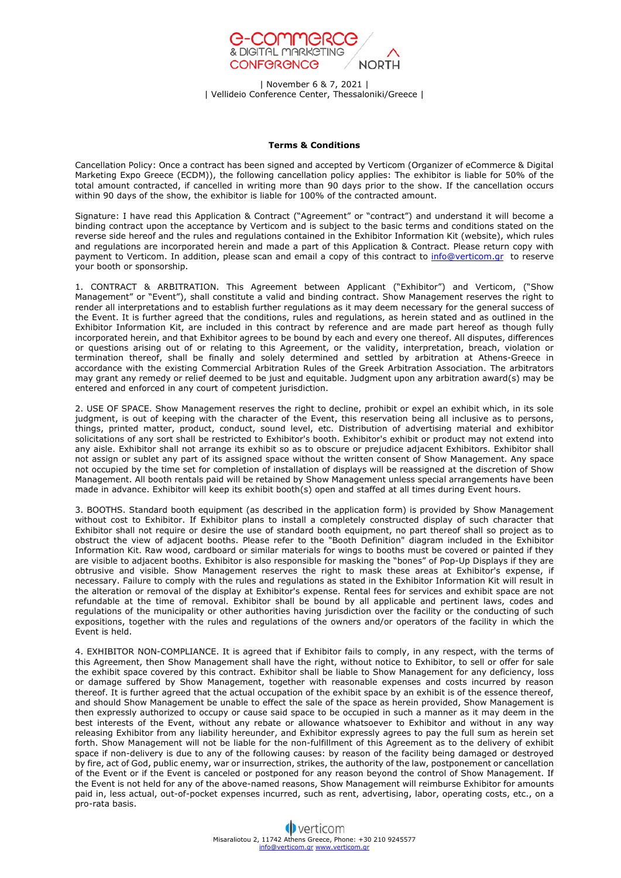| November 6 & 7, 2021 |
| Vellideio Conference Center, Thessaloniki/Greece |

**Terms & Conditions**

Cancellation Policy: Once a contract has been signed and accepted by Verticom (Organizer of eCommerce & Digital Marketing Expo Greece (ECDM)), the following cancellation policy applies: The exhibitor is liable for 50% of the total amount contracted, if cancelled in writing more than 90 days prior to the show. If the cancellation occurs within 90 days of the show, the exhibitor is liable for 100% of the contracted amount.

Signature: I have read this Application & Contract ("Agreement" or "contract") and understand it will become a binding contract upon the acceptance by Verticom and is subject to the basic terms and conditions stated on the reverse side hereof and the rules and regulations contained in the Exhibitor Information Kit (website), which rules and regulations are incorporated herein and made a part of this Application & Contract. Please return copy with payment to Verticom. In addition, please scan and email a copy of this contract to info@verticom.gr to reserve your booth or sponsorship.

1. CONTRACT & ARBITRATION. This Agreement between Applicant ("Exhibitor") and Verticom, ("Show Management" or "Event"), shall constitute a valid and binding contract. Show Management reserves the right to render all interpretations and to establish further regulations as it may deem necessary for the general success of the Event. It is further agreed that the conditions, rules and regulations, as herein stated and as outlined in the Exhibitor Information Kit, are included in this contract by reference and are made part hereof as though fully incorporated herein, and that Exhibitor agrees to be bound by each and every one thereof. All disputes, differences or questions arising out of or relating to this Agreement, or the validity, interpretation, breach, violation or termination thereof, shall be finally and solely determined and settled by arbitration at Athens-Greece in accordance with the existing Commercial Arbitration Rules of the Greek Arbitration Association. The arbitrators may grant any remedy or relief deemed to be just and equitable. Judgment upon any arbitration award(s) may be entered and enforced in any court of competent jurisdiction.

2. USE OF SPACE. Show Management reserves the right to decline, prohibit or expel an exhibit which, in its sole judgment, is out of keeping with the character of the Event, this reservation being all inclusive as to persons, things, printed matter, product, conduct, sound level, etc. Distribution of advertising material and exhibitor solicitations of any sort shall be restricted to Exhibitor's booth. Exhibitor's exhibit or product may not extend into any aisle. Exhibitor shall not arrange its exhibit so as to obscure or prejudice adjacent Exhibitors. Exhibitor shall not assign or sublet any part of its assigned space without the written consent of Show Management. Any space not occupied by the time set for completion of installation of displays will be reassigned at the discretion of Show Management. All booth rentals paid will be retained by Show Management unless special arrangements have been made in advance. Exhibitor will keep its exhibit booth(s) open and staffed at all times during Event hours.

3. BOOTHS. Standard booth equipment (as described in the application form) is provided by Show Management without cost to Exhibitor. If Exhibitor plans to install a completely constructed display of such character that Exhibitor shall not require or desire the use of standard booth equipment, no part thereof shall so project as to obstruct the view of adjacent booths. Please refer to the "Booth Definition" diagram included in the Exhibitor Information Kit. Raw wood, cardboard or similar materials for wings to booths must be covered or painted if they are visible to adjacent booths. Exhibitor is also responsible for masking the "bones" of Pop-Up Displays if they are obtrusive and visible. Show Management reserves the right to mask these areas at Exhibitor's expense, if necessary. Failure to comply with the rules and regulations as stated in the Exhibitor Information Kit will result in the alteration or removal of the display at Exhibitor's expense. Rental fees for services and exhibit space are not refundable at the time of removal. Exhibitor shall be bound by all applicable and pertinent laws, codes and regulations of the municipality or other authorities having jurisdiction over the facility or the conducting of such expositions, together with the rules and regulations of the owners and/or operators of the facility in which the Event is held.

4. EXHIBITOR NON-COMPLIANCE. It is agreed that if Exhibitor fails to comply, in any respect, with the terms of this Agreement, then Show Management shall have the right, without notice to Exhibitor, to sell or offer for sale the exhibit space covered by this contract. Exhibitor shall be liable to Show Management for any deficiency, loss or damage suffered by Show Management, together with reasonable expenses and costs incurred by reason thereof. It is further agreed that the actual occupation of the exhibit space by an exhibit is of the essence thereof, and should Show Management be unable to effect the sale of the space as herein provided, Show Management is then expressly authorized to occupy or cause said space to be occupied in such a manner as it may deem in the best interests of the Event, without any rebate or allowance whatsoever to Exhibitor and without in any way releasing Exhibitor from any liability hereunder, and Exhibitor expressly agrees to pay the full sum as herein set forth. Show Management will not be liable for the non-fulfillment of this Agreement as to the delivery of exhibit space if non-delivery is due to any of the following causes: by reason of the facility being damaged or destroyed by fire, act of God, public enemy, war or insurrection, strikes, the authority of the law, postponement or cancellation of the Event or if the Event is canceled or postponed for any reason beyond the control of Show Management. If the Event is not held for any of the above-named reasons, Show Management will reimburse Exhibitor for amounts paid in, less actual, out-of-pocket expenses incurred, such as rent, advertising, labor, operating costs, etc., on a pro-rata basis.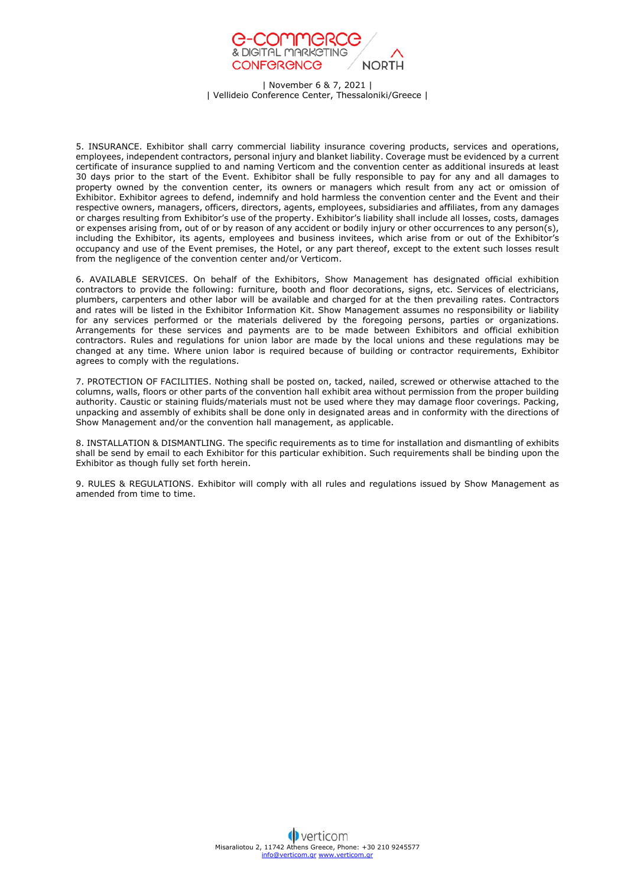5. INSURANCE. Exhibitor shall carry commercial liability insurance covering products, services and operations, employees, independent contractors, personal injury and blanket liability. Coverage must be evidenced by a current certificate of insurance supplied to and naming Verticom and the convention center as additional insureds at least 30 days prior to the start of the Event. Exhibitor shall be fully responsible to pay for any and all damages to property owned by the convention center, its owners or managers which result from any act or omission of Exhibitor. Exhibitor agrees to defend, indemnify and hold harmless the convention center and the Event and their respective owners, managers, officers, directors, agents, employees, subsidiaries and affiliates, from any damages or charges resulting from Exhibitor's use of the property. Exhibitor's liability shall include all losses, costs, damages or expenses arising from, out of or by reason of any accident or bodily injury or other occurrences to any person(s), including the Exhibitor, its agents, employees and business invitees, which arise from or out of the Exhibitor's occupancy and use of the Event premises, the Hotel, or any part thereof, except to the extent such losses result from the negligence of the convention center and/or Verticom.

6. AVAILABLE SERVICES. On behalf of the Exhibitors, Show Management has designated official exhibition contractors to provide the following: furniture, booth and floor decorations, signs, etc. Services of electricians, plumbers, carpenters and other labor will be available and charged for at the then prevailing rates. Contractors and rates will be listed in the Exhibitor Information Kit. Show Management assumes no responsibility or liability for any services performed or the materials delivered by the foregoing persons, parties or organizations. Arrangements for these services and payments are to be made between Exhibitors and official exhibition contractors. Rules and regulations for union labor are made by the local unions and these regulations may be changed at any time. Where union labor is required because of building or contractor requirements, Exhibitor agrees to comply with the regulations.

7. PROTECTION OF FACILITIES. Nothing shall be posted on, tacked, nailed, screwed or otherwise attached to the columns, walls, floors or other parts of the convention hall exhibit area without permission from the proper building authority. Caustic or staining fluids/materials must not be used where they may damage floor coverings. Packing, unpacking and assembly of exhibits shall be done only in designated areas and in conformity with the directions of Show Management and/or the convention hall management, as applicable.

8. INSTALLATION & DISMANTLING. The specific requirements as to time for installation and dismantling of exhibits shall be send by email to each Exhibitor for this particular exhibition. Such requirements shall be binding upon the Exhibitor as though fully set forth herein.

9. RULES & REGULATIONS. Exhibitor will comply with all rules and regulations issued by Show Management as amended from time to time.